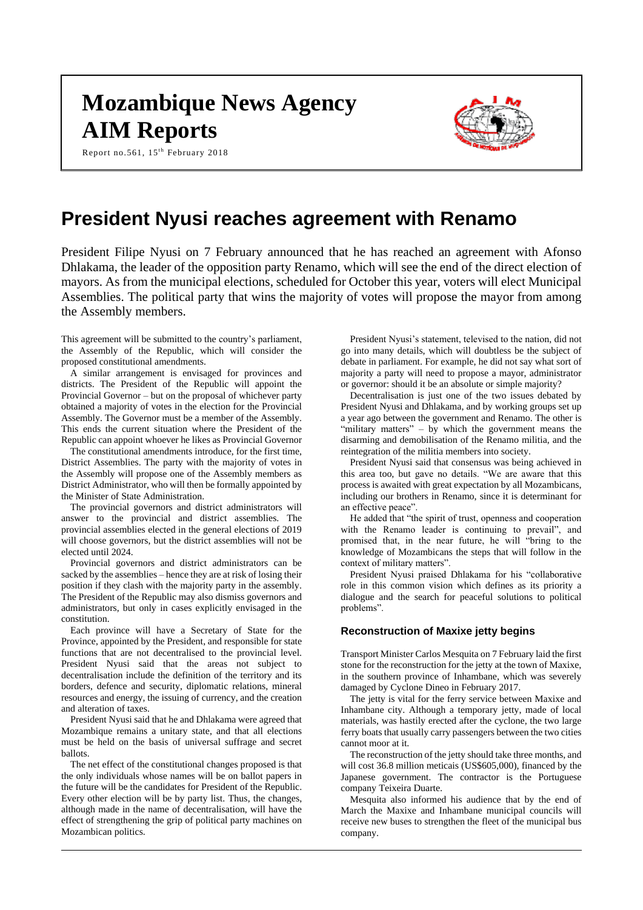# Mozambique News Agency
# AIM Reports

Report no.561, 15th February 2018

# President Nyusi reaches agreement with Renamo

President Filipe Nyusi on 7 February announced that he has reached an agreement with Afonso Dhlakama, the leader of the opposition party Renamo, which will see the end of the direct election of mayors. As from the municipal elections, scheduled for October this year, voters will elect Municipal Assemblies. The political party that wins the majority of votes will propose the mayor from among the Assembly members.

This agreement will be submitted to the country's parliament, the Assembly of the Republic, which will consider the proposed constitutional amendments.

A similar arrangement is envisaged for provinces and districts. The President of the Republic will appoint the Provincial Governor – but on the proposal of whichever party obtained a majority of votes in the election for the Provincial Assembly. The Governor must be a member of the Assembly. This ends the current situation where the President of the Republic can appoint whoever he likes as Provincial Governor

The constitutional amendments introduce, for the first time, District Assemblies. The party with the majority of votes in the Assembly will propose one of the Assembly members as District Administrator, who will then be formally appointed by the Minister of State Administration.

The provincial governors and district administrators will answer to the provincial and district assemblies. The provincial assemblies elected in the general elections of 2019 will choose governors, but the district assemblies will not be elected until 2024.

Provincial governors and district administrators can be sacked by the assemblies – hence they are at risk of losing their position if they clash with the majority party in the assembly. The President of the Republic may also dismiss governors and administrators, but only in cases explicitly envisaged in the constitution.

Each province will have a Secretary of State for the Province, appointed by the President, and responsible for state functions that are not decentralised to the provincial level. President Nyusi said that the areas not subject to decentralisation include the definition of the territory and its borders, defence and security, diplomatic relations, mineral resources and energy, the issuing of currency, and the creation and alteration of taxes.

President Nyusi said that he and Dhlakama were agreed that Mozambique remains a unitary state, and that all elections must be held on the basis of universal suffrage and secret ballots.

The net effect of the constitutional changes proposed is that the only individuals whose names will be on ballot papers in the future will be the candidates for President of the Republic. Every other election will be by party list. Thus, the changes, although made in the name of decentralisation, will have the effect of strengthening the grip of political party machines on Mozambican politics.

President Nyusi's statement, televised to the nation, did not go into many details, which will doubtless be the subject of debate in parliament. For example, he did not say what sort of majority a party will need to propose a mayor, administrator or governor: should it be an absolute or simple majority?

Decentralisation is just one of the two issues debated by President Nyusi and Dhlakama, and by working groups set up a year ago between the government and Renamo. The other is "military matters" – by which the government means the disarming and demobilisation of the Renamo militia, and the reintegration of the militia members into society.

President Nyusi said that consensus was being achieved in this area too, but gave no details. "We are aware that this process is awaited with great expectation by all Mozambicans, including our brothers in Renamo, since it is determinant for an effective peace".

He added that "the spirit of trust, openness and cooperation with the Renamo leader is continuing to prevail", and promised that, in the near future, he will "bring to the knowledge of Mozambicans the steps that will follow in the context of military matters".

President Nyusi praised Dhlakama for his "collaborative role in this common vision which defines as its priority a dialogue and the search for peaceful solutions to political problems".

### Reconstruction of Maxixe jetty begins

Transport Minister Carlos Mesquita on 7 February laid the first stone for the reconstruction for the jetty at the town of Maxixe, in the southern province of Inhambane, which was severely damaged by Cyclone Dineo in February 2017.

The jetty is vital for the ferry service between Maxixe and Inhambane city. Although a temporary jetty, made of local materials, was hastily erected after the cyclone, the two large ferry boats that usually carry passengers between the two cities cannot moor at it.

The reconstruction of the jetty should take three months, and will cost 36.8 million meticais (US$605,000), financed by the Japanese government. The contractor is the Portuguese company Teixeira Duarte.

Mesquita also informed his audience that by the end of March the Maxixe and Inhambane municipal councils will receive new buses to strengthen the fleet of the municipal bus company.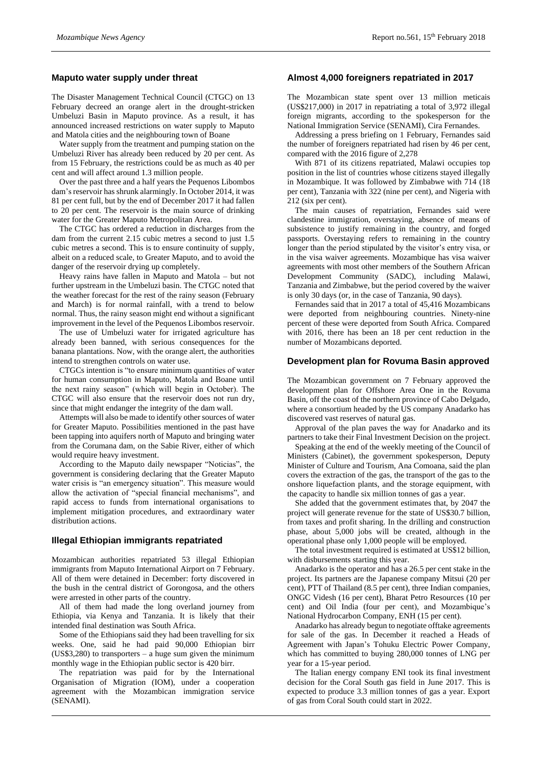## Maputo water supply under threat

The Disaster Management Technical Council (CTGC) on 13 February decreed an orange alert in the drought-stricken Umbeluzi Basin in Maputo province. As a result, it has announced increased restrictions on water supply to Maputo and Matola cities and the neighbouring town of Boane

Water supply from the treatment and pumping station on the Umbeluzi River has already been reduced by 20 per cent. As from 15 February, the restrictions could be as much as 40 per cent and will affect around 1.3 million people.

Over the past three and a half years the Pequenos Libombos dam's reservoir has shrunk alarmingly. In October 2014, it was 81 per cent full, but by the end of December 2017 it had fallen to 20 per cent. The reservoir is the main source of drinking water for the Greater Maputo Metropolitan Area.

The CTGC has ordered a reduction in discharges from the dam from the current 2.15 cubic metres a second to just 1.5 cubic metres a second. This is to ensure continuity of supply, albeit on a reduced scale, to Greater Maputo, and to avoid the danger of the reservoir drying up completely.

Heavy rains have fallen in Maputo and Matola – but not further upstream in the Umbeluzi basin. The CTGC noted that the weather forecast for the rest of the rainy season (February and March) is for normal rainfall, with a trend to below normal. Thus, the rainy season might end without a significant improvement in the level of the Pequenos Libombos reservoir.

The use of Umbeluzi water for irrigated agriculture has already been banned, with serious consequences for the banana plantations. Now, with the orange alert, the authorities intend to strengthen controls on water use.

CTGCs intention is "to ensure minimum quantities of water for human consumption in Maputo, Matola and Boane until the next rainy season" (which will begin in October). The CTGC will also ensure that the reservoir does not run dry, since that might endanger the integrity of the dam wall.

Attempts will also be made to identify other sources of water for Greater Maputo. Possibilities mentioned in the past have been tapping into aquifers north of Maputo and bringing water from the Corumana dam, on the Sabie River, either of which would require heavy investment.

According to the Maputo daily newspaper "Noticias", the government is considering declaring that the Greater Maputo water crisis is "an emergency situation". This measure would allow the activation of "special financial mechanisms", and rapid access to funds from international organisations to implement mitigation procedures, and extraordinary water distribution actions.

## Illegal Ethiopian immigrants repatriated

Mozambican authorities repatriated 53 illegal Ethiopian immigrants from Maputo International Airport on 7 February. All of them were detained in December: forty discovered in the bush in the central district of Gorongosa, and the others were arrested in other parts of the country.

All of them had made the long overland journey from Ethiopia, via Kenya and Tanzania. It is likely that their intended final destination was South Africa.

Some of the Ethiopians said they had been travelling for six weeks. One, said he had paid 90,000 Ethiopian birr (US$3,280) to transporters – a huge sum given the minimum monthly wage in the Ethiopian public sector is 420 birr.

The repatriation was paid for by the International Organisation of Migration (IOM), under a cooperation agreement with the Mozambican immigration service (SENAMI).

## Almost 4,000 foreigners repatriated in 2017

The Mozambican state spent over 13 million meticais (US$217,000) in 2017 in repatriating a total of 3,972 illegal foreign migrants, according to the spokesperson for the National Immigration Service (SENAMI), Cira Fernandes.

Addressing a press briefing on 1 February, Fernandes said the number of foreigners repatriated had risen by 46 per cent, compared with the 2016 figure of 2,278

With 871 of its citizens repatriated, Malawi occupies top position in the list of countries whose citizens stayed illegally in Mozambique. It was followed by Zimbabwe with 714 (18 per cent), Tanzania with 322 (nine per cent), and Nigeria with 212 (six per cent).

The main causes of repatriation, Fernandes said were clandestine immigration, overstaying, absence of means of subsistence to justify remaining in the country, and forged passports. Overstaying refers to remaining in the country longer than the period stipulated by the visitor's entry visa, or in the visa waiver agreements. Mozambique has visa waiver agreements with most other members of the Southern African Development Community (SADC), including Malawi, Tanzania and Zimbabwe, but the period covered by the waiver is only 30 days (or, in the case of Tanzania, 90 days).

Fernandes said that in 2017 a total of 45,416 Mozambicans were deported from neighbouring countries. Ninety-nine percent of these were deported from South Africa. Compared with 2016, there has been an 18 per cent reduction in the number of Mozambicans deported.

## Development plan for Rovuma Basin approved

The Mozambican government on 7 February approved the development plan for Offshore Area One in the Rovuma Basin, off the coast of the northern province of Cabo Delgado, where a consortium headed by the US company Anadarko has discovered vast reserves of natural gas.

Approval of the plan paves the way for Anadarko and its partners to take their Final Investment Decision on the project.

Speaking at the end of the weekly meeting of the Council of Ministers (Cabinet), the government spokesperson, Deputy Minister of Culture and Tourism, Ana Comoana, said the plan covers the extraction of the gas, the transport of the gas to the onshore liquefaction plants, and the storage equipment, with the capacity to handle six million tonnes of gas a year.

She added that the government estimates that, by 2047 the project will generate revenue for the state of US$30.7 billion, from taxes and profit sharing. In the drilling and construction phase, about 5,000 jobs will be created, although in the operational phase only 1,000 people will be employed.

The total investment required is estimated at US$12 billion, with disbursements starting this year.

Anadarko is the operator and has a 26.5 per cent stake in the project. Its partners are the Japanese company Mitsui (20 per cent), PTT of Thailand (8.5 per cent), three Indian companies, ONGC Videsh (16 per cent), Bharat Petro Resources (10 per cent) and Oil India (four per cent), and Mozambique's National Hydrocarbon Company, ENH (15 per cent).

Anadarko has already begun to negotiate offtake agreements for sale of the gas. In December it reached a Heads of Agreement with Japan's Tohuku Electric Power Company, which has committed to buying 280,000 tonnes of LNG per year for a 15-year period.

The Italian energy company ENI took its final investment decision for the Coral South gas field in June 2017. This is expected to produce 3.3 million tonnes of gas a year. Export of gas from Coral South could start in 2022.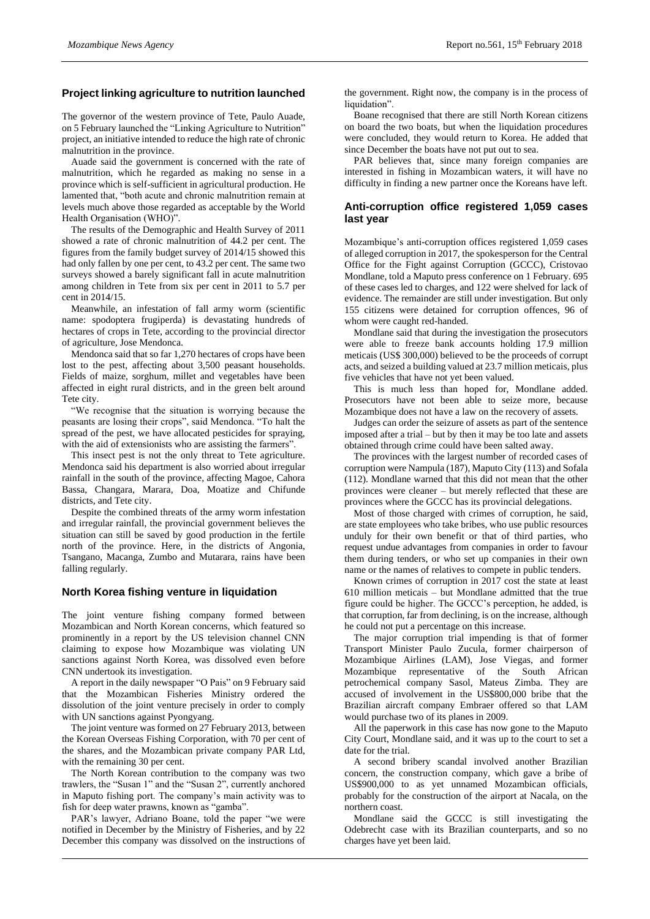## Project linking agriculture to nutrition launched

The governor of the western province of Tete, Paulo Auade, on 5 February launched the "Linking Agriculture to Nutrition" project, an initiative intended to reduce the high rate of chronic malnutrition in the province.

Auade said the government is concerned with the rate of malnutrition, which he regarded as making no sense in a province which is self-sufficient in agricultural production. He lamented that, "both acute and chronic malnutrition remain at levels much above those regarded as acceptable by the World Health Organisation (WHO)".

The results of the Demographic and Health Survey of 2011 showed a rate of chronic malnutrition of 44.2 per cent. The figures from the family budget survey of 2014/15 showed this had only fallen by one per cent, to 43.2 per cent. The same two surveys showed a barely significant fall in acute malnutrition among children in Tete from six per cent in 2011 to 5.7 per cent in 2014/15.

Meanwhile, an infestation of fall army worm (scientific name: spodoptera frugiperda) is devastating hundreds of hectares of crops in Tete, according to the provincial director of agriculture, Jose Mendonca.

Mendonca said that so far 1,270 hectares of crops have been lost to the pest, affecting about 3,500 peasant households. Fields of maize, sorghum, millet and vegetables have been affected in eight rural districts, and in the green belt around Tete city.

"We recognise that the situation is worrying because the peasants are losing their crops", said Mendonca. "To halt the spread of the pest, we have allocated pesticides for spraying, with the aid of extensionists who are assisting the farmers".

This insect pest is not the only threat to Tete agriculture. Mendonca said his department is also worried about irregular rainfall in the south of the province, affecting Magoe, Cahora Bassa, Changara, Marara, Doa, Moatize and Chifunde districts, and Tete city.

Despite the combined threats of the army worm infestation and irregular rainfall, the provincial government believes the situation can still be saved by good production in the fertile north of the province. Here, in the districts of Angonia, Tsangano, Macanga, Zumbo and Mutarara, rains have been falling regularly.

## North Korea fishing venture in liquidation

The joint venture fishing company formed between Mozambican and North Korean concerns, which featured so prominently in a report by the US television channel CNN claiming to expose how Mozambique was violating UN sanctions against North Korea, was dissolved even before CNN undertook its investigation.

A report in the daily newspaper "O Pais" on 9 February said that the Mozambican Fisheries Ministry ordered the dissolution of the joint venture precisely in order to comply with UN sanctions against Pyongyang.

The joint venture was formed on 27 February 2013, between the Korean Overseas Fishing Corporation, with 70 per cent of the shares, and the Mozambican private company PAR Ltd, with the remaining 30 per cent.

The North Korean contribution to the company was two trawlers, the "Susan 1" and the "Susan 2", currently anchored in Maputo fishing port. The company's main activity was to fish for deep water prawns, known as "gamba".

PAR's lawyer, Adriano Boane, told the paper "we were notified in December by the Ministry of Fisheries, and by 22 December this company was dissolved on the instructions of the government. Right now, the company is in the process of liquidation".

Boane recognised that there are still North Korean citizens on board the two boats, but when the liquidation procedures were concluded, they would return to Korea. He added that since December the boats have not put out to sea.

PAR believes that, since many foreign companies are interested in fishing in Mozambican waters, it will have no difficulty in finding a new partner once the Koreans have left.

## Anti-corruption office registered 1,059 cases last year

Mozambique's anti-corruption offices registered 1,059 cases of alleged corruption in 2017, the spokesperson for the Central Office for the Fight against Corruption (GCCC), Cristovao Mondlane, told a Maputo press conference on 1 February. 695 of these cases led to charges, and 122 were shelved for lack of evidence. The remainder are still under investigation. But only 155 citizens were detained for corruption offences, 96 of whom were caught red-handed.

Mondlane said that during the investigation the prosecutors were able to freeze bank accounts holding 17.9 million meticais (US$ 300,000) believed to be the proceeds of corrupt acts, and seized a building valued at 23.7 million meticais, plus five vehicles that have not yet been valued.

This is much less than hoped for, Mondlane added. Prosecutors have not been able to seize more, because Mozambique does not have a law on the recovery of assets.

Judges can order the seizure of assets as part of the sentence imposed after a trial – but by then it may be too late and assets obtained through crime could have been salted away.

The provinces with the largest number of recorded cases of corruption were Nampula (187), Maputo City (113) and Sofala (112). Mondlane warned that this did not mean that the other provinces were cleaner – but merely reflected that these are provinces where the GCCC has its provincial delegations.

Most of those charged with crimes of corruption, he said, are state employees who take bribes, who use public resources unduly for their own benefit or that of third parties, who request undue advantages from companies in order to favour them during tenders, or who set up companies in their own name or the names of relatives to compete in public tenders.

Known crimes of corruption in 2017 cost the state at least 610 million meticais – but Mondlane admitted that the true figure could be higher. The GCCC's perception, he added, is that corruption, far from declining, is on the increase, although he could not put a percentage on this increase.

The major corruption trial impending is that of former Transport Minister Paulo Zucula, former chairperson of Mozambique Airlines (LAM), Jose Viegas, and former Mozambique representative of the South African petrochemical company Sasol, Mateus Zimba. They are accused of involvement in the US$800,000 bribe that the Brazilian aircraft company Embraer offered so that LAM would purchase two of its planes in 2009.

All the paperwork in this case has now gone to the Maputo City Court, Mondlane said, and it was up to the court to set a date for the trial.

A second bribery scandal involved another Brazilian concern, the construction company, which gave a bribe of US$900,000 to as yet unnamed Mozambican officials, probably for the construction of the airport at Nacala, on the northern coast.

Mondlane said the GCCC is still investigating the Odebrecht case with its Brazilian counterparts, and so no charges have yet been laid.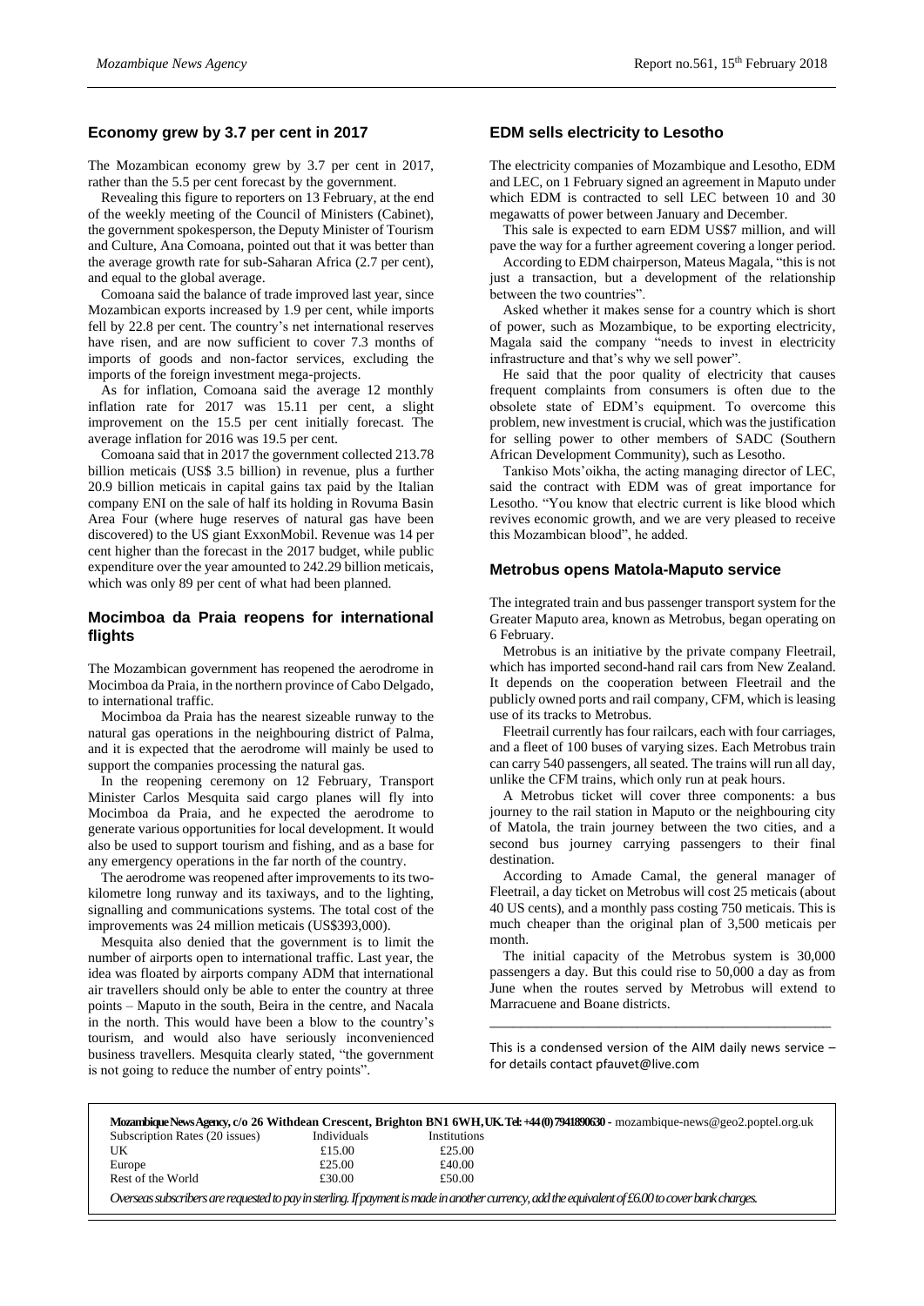## Economy grew by 3.7 per cent in 2017

The Mozambican economy grew by 3.7 per cent in 2017, rather than the 5.5 per cent forecast by the government.

Revealing this figure to reporters on 13 February, at the end of the weekly meeting of the Council of Ministers (Cabinet), the government spokesperson, the Deputy Minister of Tourism and Culture, Ana Comoana, pointed out that it was better than the average growth rate for sub-Saharan Africa (2.7 per cent), and equal to the global average.

Comoana said the balance of trade improved last year, since Mozambican exports increased by 1.9 per cent, while imports fell by 22.8 per cent. The country's net international reserves have risen, and are now sufficient to cover 7.3 months of imports of goods and non-factor services, excluding the imports of the foreign investment mega-projects.

As for inflation, Comoana said the average 12 monthly inflation rate for 2017 was 15.11 per cent, a slight improvement on the 15.5 per cent initially forecast. The average inflation for 2016 was 19.5 per cent.

Comoana said that in 2017 the government collected 213.78 billion meticais (US$ 3.5 billion) in revenue, plus a further 20.9 billion meticais in capital gains tax paid by the Italian company ENI on the sale of half its holding in Rovuma Basin Area Four (where huge reserves of natural gas have been discovered) to the US giant ExxonMobil. Revenue was 14 per cent higher than the forecast in the 2017 budget, while public expenditure over the year amounted to 242.29 billion meticais, which was only 89 per cent of what had been planned.

## Mocimboa da Praia reopens for international flights

The Mozambican government has reopened the aerodrome in Mocimboa da Praia, in the northern province of Cabo Delgado, to international traffic.

Mocimboa da Praia has the nearest sizeable runway to the natural gas operations in the neighbouring district of Palma, and it is expected that the aerodrome will mainly be used to support the companies processing the natural gas.

In the reopening ceremony on 12 February, Transport Minister Carlos Mesquita said cargo planes will fly into Mocimboa da Praia, and he expected the aerodrome to generate various opportunities for local development. It would also be used to support tourism and fishing, and as a base for any emergency operations in the far north of the country.

The aerodrome was reopened after improvements to its two-kilometre long runway and its taxiways, and to the lighting, signalling and communications systems. The total cost of the improvements was 24 million meticais (US$393,000).

Mesquita also denied that the government is to limit the number of airports open to international traffic. Last year, the idea was floated by airports company ADM that international air travellers should only be able to enter the country at three points – Maputo in the south, Beira in the centre, and Nacala in the north. This would have been a blow to the country's tourism, and would also have seriously inconvenienced business travellers. Mesquita clearly stated, "the government is not going to reduce the number of entry points".

## EDM sells electricity to Lesotho

The electricity companies of Mozambique and Lesotho, EDM and LEC, on 1 February signed an agreement in Maputo under which EDM is contracted to sell LEC between 10 and 30 megawatts of power between January and December.

This sale is expected to earn EDM US$7 million, and will pave the way for a further agreement covering a longer period.

According to EDM chairperson, Mateus Magala, "this is not just a transaction, but a development of the relationship between the two countries".

Asked whether it makes sense for a country which is short of power, such as Mozambique, to be exporting electricity, Magala said the company "needs to invest in electricity infrastructure and that's why we sell power".

He said that the poor quality of electricity that causes frequent complaints from consumers is often due to the obsolete state of EDM's equipment. To overcome this problem, new investment is crucial, which was the justification for selling power to other members of SADC (Southern African Development Community), such as Lesotho.

Tankiso Mots'oikha, the acting managing director of LEC, said the contract with EDM was of great importance for Lesotho. "You know that electric current is like blood which revives economic growth, and we are very pleased to receive this Mozambican blood", he added.

## Metrobus opens Matola-Maputo service

The integrated train and bus passenger transport system for the Greater Maputo area, known as Metrobus, began operating on 6 February.

Metrobus is an initiative by the private company Fleetrail, which has imported second-hand rail cars from New Zealand. It depends on the cooperation between Fleetrail and the publicly owned ports and rail company, CFM, which is leasing use of its tracks to Metrobus.

Fleetrail currently has four railcars, each with four carriages, and a fleet of 100 buses of varying sizes. Each Metrobus train can carry 540 passengers, all seated. The trains will run all day, unlike the CFM trains, which only run at peak hours.

A Metrobus ticket will cover three components: a bus journey to the rail station in Maputo or the neighbouring city of Matola, the train journey between the two cities, and a second bus journey carrying passengers to their final destination.

According to Amade Camal, the general manager of Fleetrail, a day ticket on Metrobus will cost 25 meticais (about 40 US cents), and a monthly pass costing 750 meticais. This is much cheaper than the original plan of 3,500 meticais per month.

The initial capacity of the Metrobus system is 30,000 passengers a day. But this could rise to 50,000 a day as from June when the routes served by Metrobus will extend to Marracuene and Boane districts.

---

This is a condensed version of the AIM daily news service – for details contact pfauvet@live.com

**Mozambique News Agency, c/o 26 Withdean Crescent, Brighton BN1 6WH, UK. Tel: +44 (0) 7941890630** - mozambique-news@geo2.poptel.org.uk

| Subscription Rates (20 issues) | Individuals | Institutions |
|---|---|---|
| UK | £15.00 | £25.00 |
| Europe | £25.00 | £40.00 |
| Rest of the World | £30.00 | £50.00 |

*Overseas subscribers are requested to pay in sterling. If payment is made in another currency, add the equivalent of £6.00 to cover bank charges.*